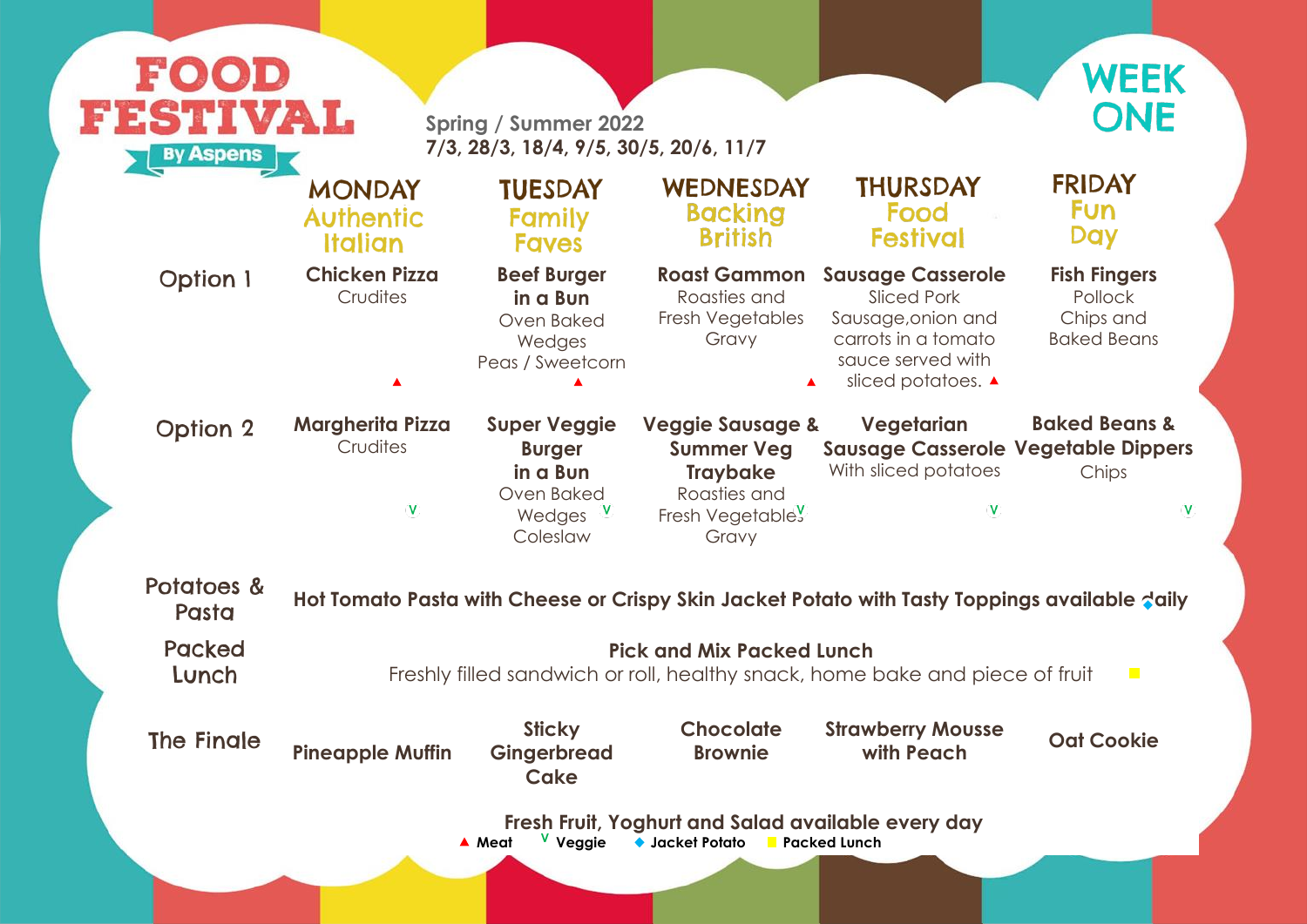# FOOD FESTIVAL

By Aspens

Spring / Summer 2022
7/3, 28/3, 18/4, 9/5, 30/5, 20/6, 11/7

## WEEK ONE

| | MONDAY Authentic Italian | TUESDAY Family Faves | WEDNESDAY Backing British | THURSDAY Food Festival | FRIDAY Fun Day |
|---|---|---|---|---|---|
| Option 1 | **Chicken Pizza** Crudites ▲ | **Beef Burger in a Bun** Oven Baked Wedges Peas / Sweetcorn ▲ | **Roast Gammon** Roasties and Fresh Vegetables Gravy ▲ | **Sausage Casserole** Sliced Pork Sausage,onion and carrots in a tomato sauce served with sliced potatoes. ▲ | **Fish Fingers** Pollock Chips and Baked Beans |
| Option 2 | **Margherita Pizza** Crudites V | **Super Veggie Burger in a Bun** Oven Baked Wedges Coleslaw V | **Veggie Sausage & Summer Veg Traybake** Roasties and Fresh Vegetables Gravy V | **Vegetarian Sausage Casserole** With sliced potatoes V | **Baked Beans & Vegetable Dippers** Chips V |
| Potatoes & Pasta | **Hot Tomato Pasta with Cheese or Crispy Skin Jacket Potato with Tasty Toppings available daily** ◆ | | | | |
| Packed Lunch | **Pick and Mix Packed Lunch** Freshly filled sandwich or roll, healthy snack, home bake and piece of fruit ■ | | | | |
| The Finale | **Pineapple Muffin** | **Sticky Gingerbread Cake** | **Chocolate Brownie** | **Strawberry Mousse with Peach** | **Oat Cookie** |

**Fresh Fruit, Yoghurt and Salad available every day**

▲ Meat V Veggie ◆ Jacket Potato ■ Packed Lunch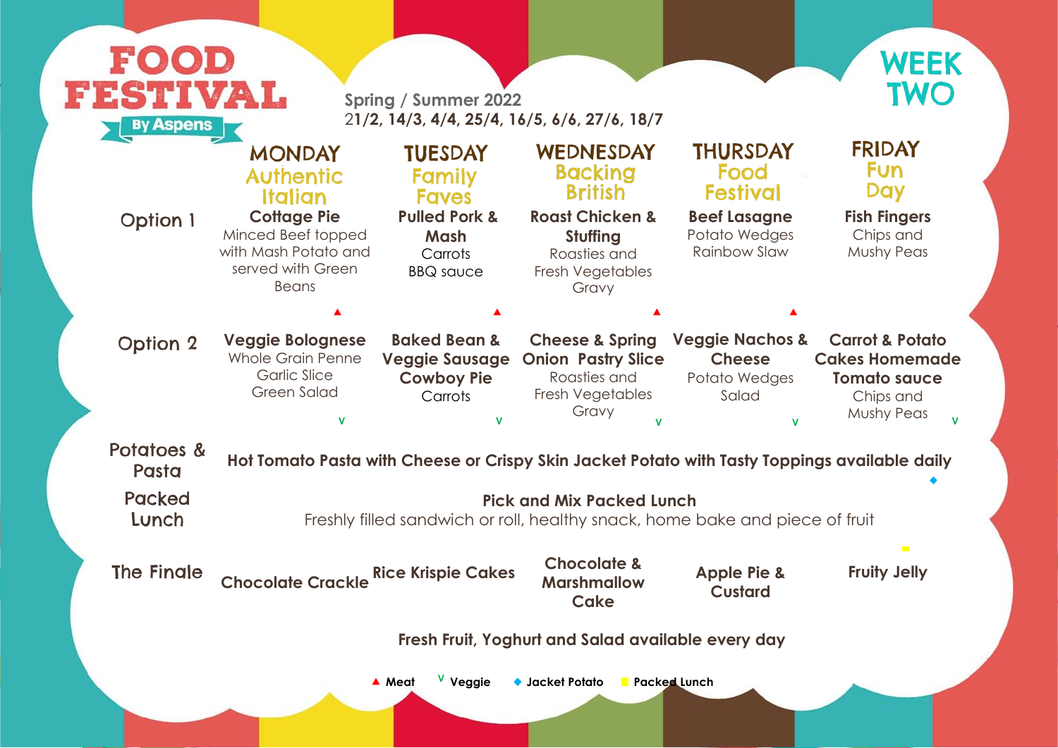# FOOD FESTIVAL

By Aspens

## WEEK TWO

**Spring / Summer 2022**
**21/2, 14/3, 4/4, 25/4, 16/5, 6/6, 27/6, 18/7**

| | MONDAY<br>Authentic Italian | TUESDAY<br>Family Faves | WEDNESDAY<br>Backing British | THURSDAY<br>Food Festival | FRIDAY<br>Fun Day |
|---|---|---|---|---|---|
| **Option 1** | **Cottage Pie**<br>Minced Beef topped with Mash Potato and served with Green Beans ▲ | **Pulled Pork & Mash**<br>Carrots<br>BBQ sauce ▲ | **Roast Chicken & Stuffing**<br>Roasties and Fresh Vegetables<br>Gravy ▲ | **Beef Lasagne**<br>Potato Wedges<br>Rainbow Slaw ▲ | **Fish Fingers**<br>Chips and Mushy Peas |
| **Option 2** | **Veggie Bolognese**<br>Whole Grain Penne<br>Garlic Slice<br>Green Salad V | **Baked Bean & Veggie Sausage Cowboy Pie**<br>Carrots V | **Cheese & Spring Onion Pastry Slice**<br>Roasties and Fresh Vegetables<br>Gravy V | **Veggie Nachos & Cheese**<br>Potato Wedges<br>Salad V | **Carrot & Potato Cakes Homemade Tomato sauce**<br>Chips and Mushy Peas V |
| **Potatoes & Pasta** | **Hot Tomato Pasta with Cheese or Crispy Skin Jacket Potato with Tasty Toppings available daily** ◆ | | | | |
| **Packed Lunch** | **Pick and Mix Packed Lunch**<br>Freshly filled sandwich or roll, healthy snack, home bake and piece of fruit ■ | | | | |
| **The Finale** | **Chocolate Crackle** | **Rice Krispie Cakes** | **Chocolate & Marshmallow Cake** | **Apple Pie & Custard** | **Fruity Jelly** |

**Fresh Fruit, Yoghurt and Salad available every day**

▲ **Meat** V **Veggie** ◆ **Jacket Potato** ■ **Packed Lunch**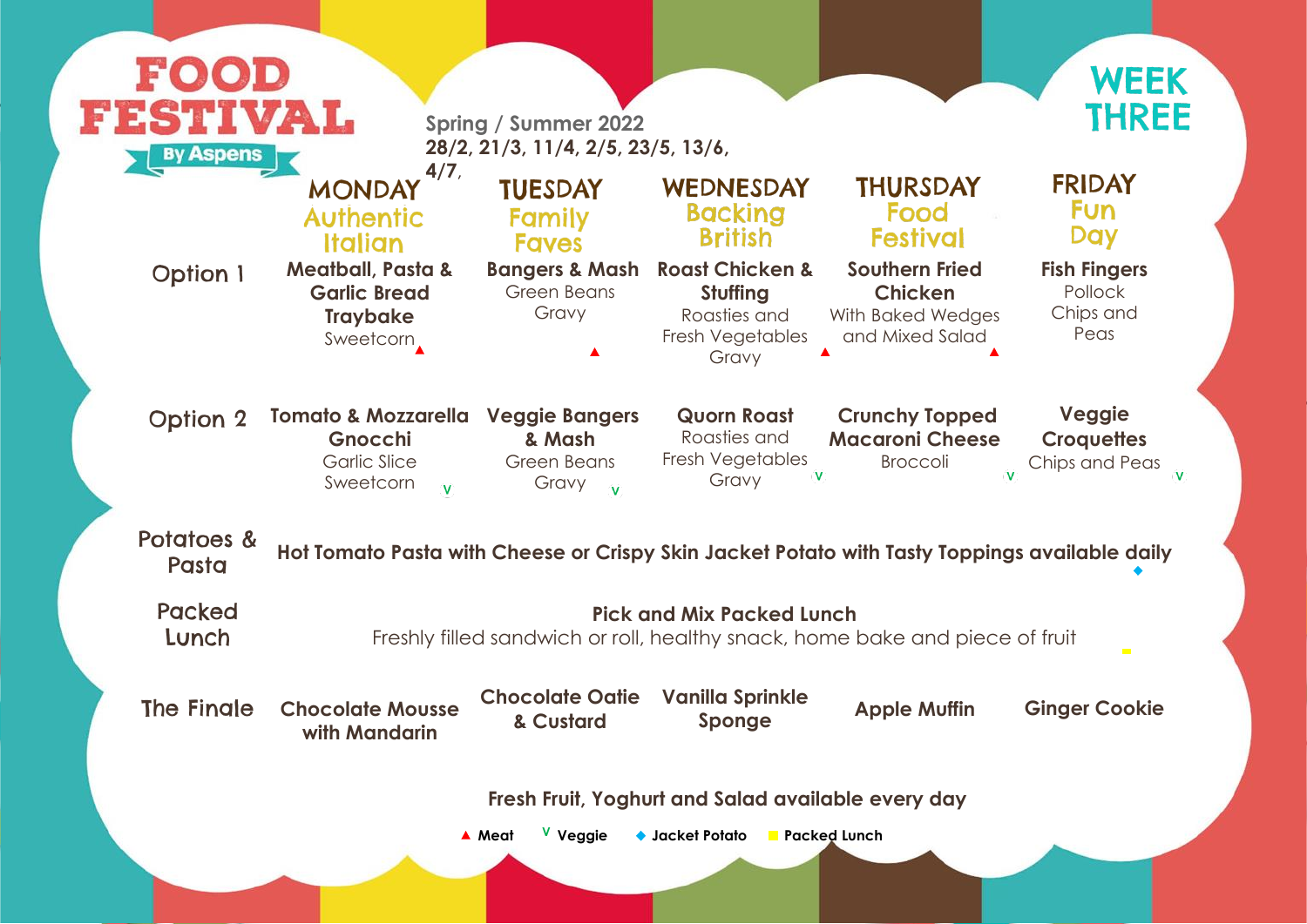# FOOD FESTIVAL

By Aspens

Spring / Summer 2022
28/2, 21/3, 11/4, 2/5, 23/5, 13/6, 4/7,

## WEEK THREE

| | MONDAY Authentic Italian | TUESDAY Family Faves | WEDNESDAY Backing British | THURSDAY Food Festival | FRIDAY Fun Day |
|---|---|---|---|---|---|
| Option 1 | **Meatball, Pasta & Garlic Bread Traybake** Sweetcorn ▲ | **Bangers & Mash** Green Beans Gravy ▲ | **Roast Chicken & Stuffing** Roasties and Fresh Vegetables Gravy ▲ | **Southern Fried Chicken** With Baked Wedges and Mixed Salad ▲ | **Fish Fingers** Pollock Chips and Peas |
| Option 2 | **Tomato & Mozzarella Gnocchi** Garlic Slice Sweetcorn V | **Veggie Bangers & Mash** Green Beans Gravy V | **Quorn Roast** Roasties and Fresh Vegetables Gravy V | **Crunchy Topped Macaroni Cheese** Broccoli V | **Veggie Croquettes** Chips and Peas V |
| Potatoes & Pasta | **Hot Tomato Pasta with Cheese or Crispy Skin Jacket Potato with Tasty Toppings available daily** ◆ | | | | |
| Packed Lunch | **Pick and Mix Packed Lunch** Freshly filled sandwich or roll, healthy snack, home bake and piece of fruit ■ | | | | |
| The Finale | **Chocolate Mousse with Mandarin** | **Chocolate Oatie & Custard** | **Vanilla Sprinkle Sponge** | **Apple Muffin** | **Ginger Cookie** |

**Fresh Fruit, Yoghurt and Salad available every day**

▲ **Meat** V **Veggie** ◆ **Jacket Potato** ■ **Packed Lunch**